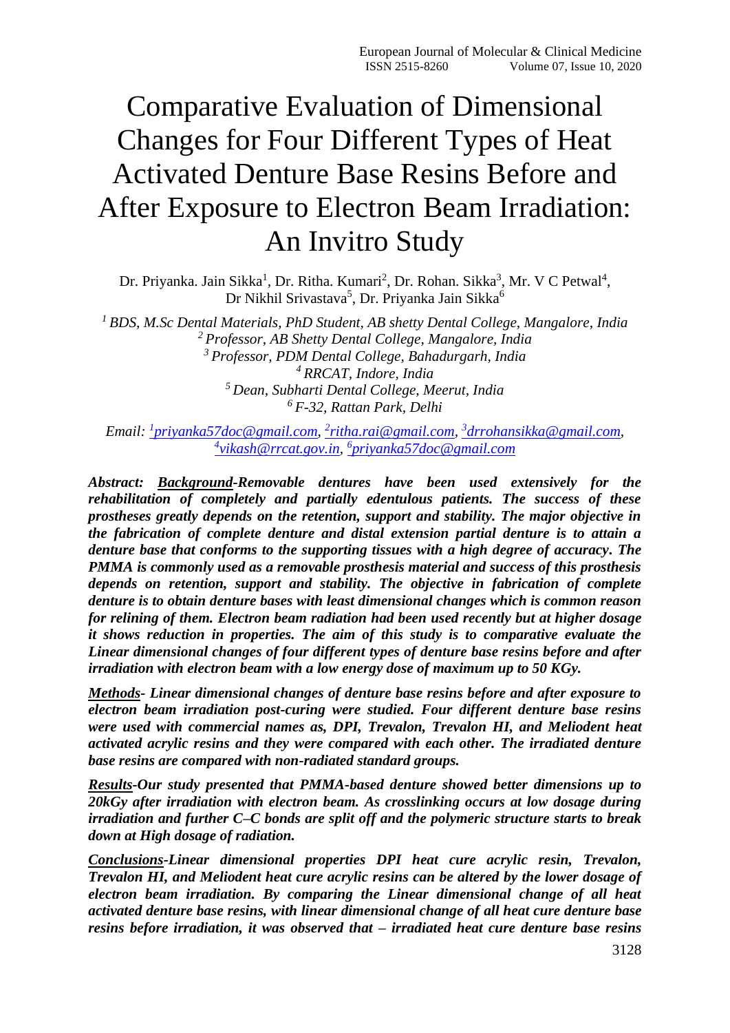# Comparative Evaluation of Dimensional Changes for Four Different Types of Heat Activated Denture Base Resins Before and After Exposure to Electron Beam Irradiation: An Invitro Study

Dr. Priyanka. Jain Sikka[1], Dr. Ritha. Kumari[2], Dr. Rohan. Sikka[3], Mr. V C Petwal[4], Dr Nikhil Srivastava[5], Dr. Priyanka Jain Sikka[6]

*[1] BDS, M.Sc Dental Materials, PhD Student, AB shetty Dental College, Mangalore, India*
*[2] Professor, AB Shetty Dental College, Mangalore, India*
*[3] Professor, PDM Dental College, Bahadurgarh, India*
*[4] RRCAT, Indore, India*
*[5] Dean, Subharti Dental College, Meerut, India*
*[6] F-32, Rattan Park, Delhi*

*Email: [1]priyanka57doc@gmail.com, [2]ritha.rai@gmail.com, [3]drrohansikka@gmail.com, [4]vikash@rrcat.gov.in, [6]priyanka57doc@gmail.com*

***Abstract: Background-Removable dentures have been used extensively for the rehabilitation of completely and partially edentulous patients. The success of these prostheses greatly depends on the retention, support and stability. The major objective in the fabrication of complete denture and distal extension partial denture is to attain a denture base that conforms to the supporting tissues with a high degree of accuracy. The PMMA is commonly used as a removable prosthesis material and success of this prosthesis depends on retention, support and stability. The objective in fabrication of complete denture is to obtain denture bases with least dimensional changes which is common reason for relining of them. Electron beam radiation had been used recently but at higher dosage it shows reduction in properties. The aim of this study is to comparative evaluate the Linear dimensional changes of four different types of denture base resins before and after irradiation with electron beam with a low energy dose of maximum up to 50 KGy.***

***Methods- Linear dimensional changes of denture base resins before and after exposure to electron beam irradiation post-curing were studied. Four different denture base resins were used with commercial names as, DPI, Trevalon, Trevalon HI, and Meliodent heat activated acrylic resins and they were compared with each other. The irradiated denture base resins are compared with non-radiated standard groups.***

***Results-Our study presented that PMMA-based denture showed better dimensions up to 20kGy after irradiation with electron beam. As crosslinking occurs at low dosage during irradiation and further C–C bonds are split off and the polymeric structure starts to break down at High dosage of radiation.***

***Conclusions-Linear dimensional properties DPI heat cure acrylic resin, Trevalon, Trevalon HI, and Meliodent heat cure acrylic resins can be altered by the lower dosage of electron beam irradiation. By comparing the Linear dimensional change of all heat activated denture base resins, with linear dimensional change of all heat cure denture base resins before irradiation, it was observed that – irradiated heat cure denture base resins***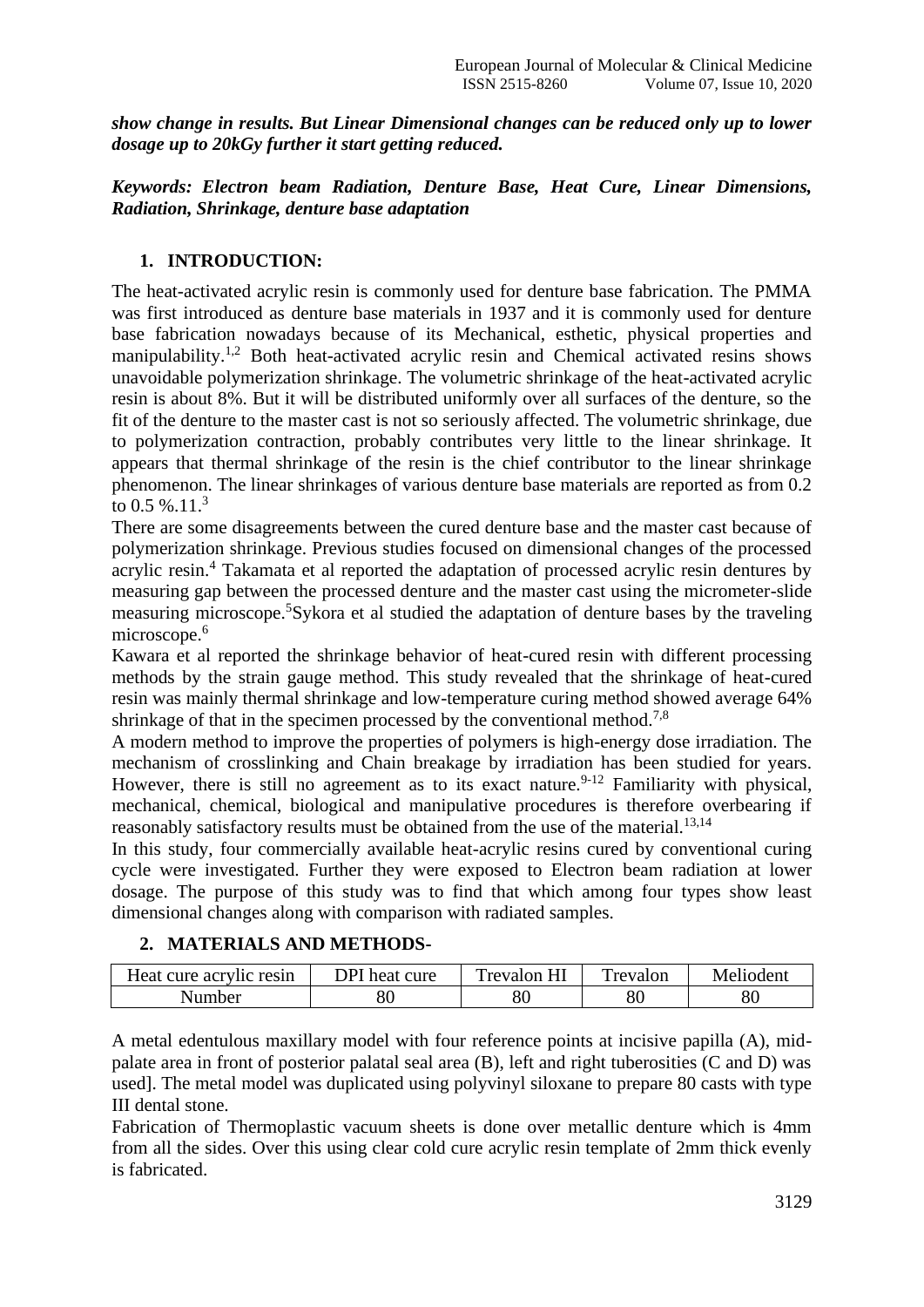***show change in results. But Linear Dimensional changes can be reduced only up to lower dosage up to 20kGy further it start getting reduced.***

***Keywords: Electron beam Radiation, Denture Base, Heat Cure, Linear Dimensions, Radiation, Shrinkage, denture base adaptation***

## 1. INTRODUCTION:

The heat-activated acrylic resin is commonly used for denture base fabrication. The PMMA was first introduced as denture base materials in 1937 and it is commonly used for denture base fabrication nowadays because of its Mechanical, esthetic, physical properties and manipulability.[1,2] Both heat-activated acrylic resin and Chemical activated resins shows unavoidable polymerization shrinkage. The volumetric shrinkage of the heat-activated acrylic resin is about 8%. But it will be distributed uniformly over all surfaces of the denture, so the fit of the denture to the master cast is not so seriously affected. The volumetric shrinkage, due to polymerization contraction, probably contributes very little to the linear shrinkage. It appears that thermal shrinkage of the resin is the chief contributor to the linear shrinkage phenomenon. The linear shrinkages of various denture base materials are reported as from 0.2 to 0.5 %.11.[3]

There are some disagreements between the cured denture base and the master cast because of polymerization shrinkage. Previous studies focused on dimensional changes of the processed acrylic resin.[4] Takamata et al reported the adaptation of processed acrylic resin dentures by measuring gap between the processed denture and the master cast using the micrometer-slide measuring microscope.[5]Sykora et al studied the adaptation of denture bases by the traveling microscope.[6]

Kawara et al reported the shrinkage behavior of heat-cured resin with different processing methods by the strain gauge method. This study revealed that the shrinkage of heat-cured resin was mainly thermal shrinkage and low-temperature curing method showed average 64% shrinkage of that in the specimen processed by the conventional method.[7,8]

A modern method to improve the properties of polymers is high-energy dose irradiation. The mechanism of crosslinking and Chain breakage by irradiation has been studied for years. However, there is still no agreement as to its exact nature.[9-12] Familiarity with physical, mechanical, chemical, biological and manipulative procedures is therefore overbearing if reasonably satisfactory results must be obtained from the use of the material.[13,14]

In this study, four commercially available heat-acrylic resins cured by conventional curing cycle were investigated. Further they were exposed to Electron beam radiation at lower dosage. The purpose of this study was to find that which among four types show least dimensional changes along with comparison with radiated samples.

## 2. MATERIALS AND METHODS-

| Heat cure acrylic resin | DPI heat cure | Trevalon HI | Trevalon | Meliodent |
|---|---|---|---|---|
| Number | 80 | 80 | 80 | 80 |

A metal edentulous maxillary model with four reference points at incisive papilla (A), mid-palate area in front of posterior palatal seal area (B), left and right tuberosities (C and D) was used]. The metal model was duplicated using polyvinyl siloxane to prepare 80 casts with type III dental stone.

Fabrication of Thermoplastic vacuum sheets is done over metallic denture which is 4mm from all the sides. Over this using clear cold cure acrylic resin template of 2mm thick evenly is fabricated.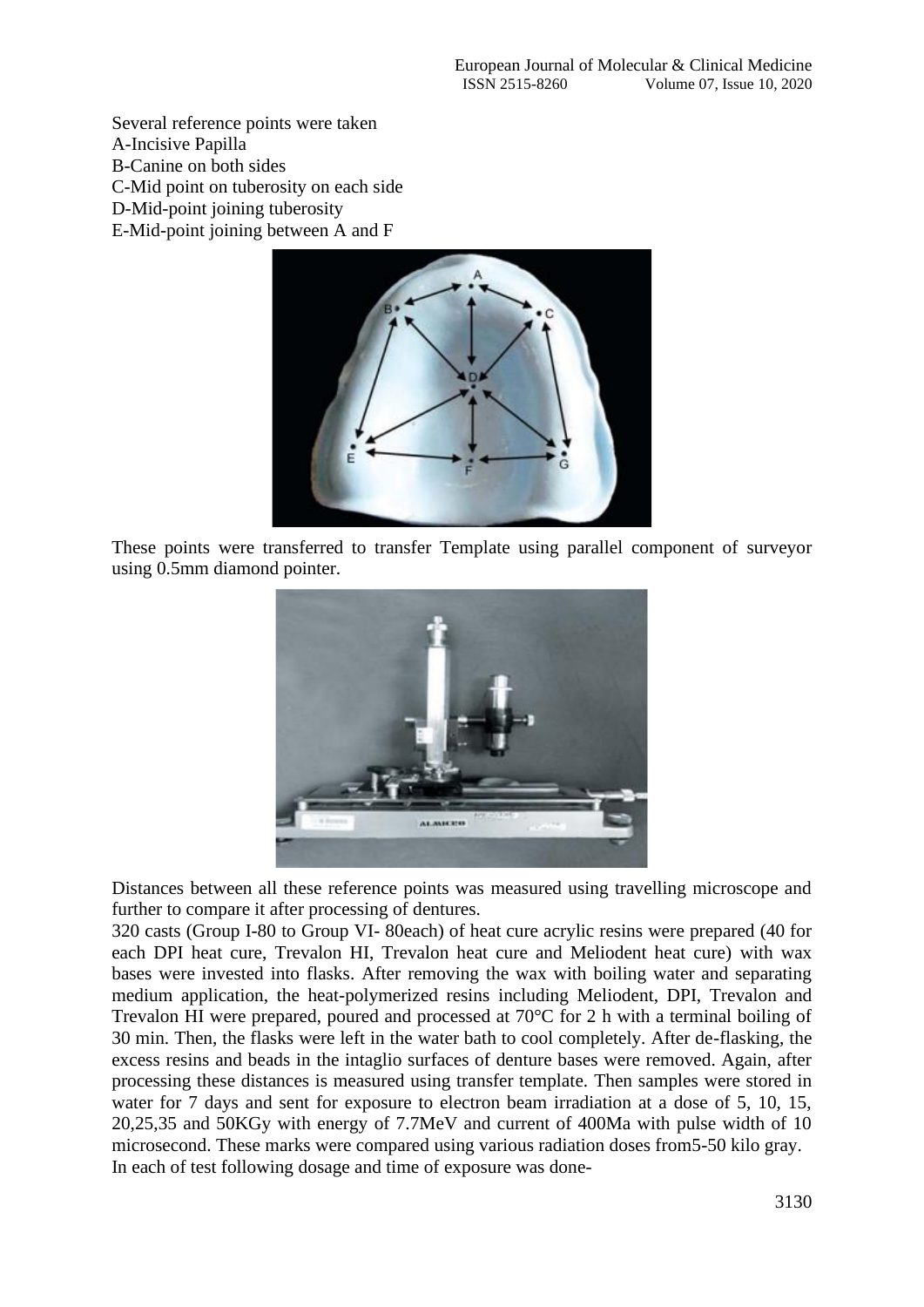Several reference points were taken
A-Incisive Papilla
B-Canine on both sides
C-Mid point on tuberosity on each side
D-Mid-point joining tuberosity
E-Mid-point joining between A and F

These points were transferred to transfer Template using parallel component of surveyor using 0.5mm diamond pointer.

Distances between all these reference points was measured using travelling microscope and further to compare it after processing of dentures.

320 casts (Group I-80 to Group VI- 80each) of heat cure acrylic resins were prepared (40 for each DPI heat cure, Trevalon HI, Trevalon heat cure and Meliodent heat cure) with wax bases were invested into flasks. After removing the wax with boiling water and separating medium application, the heat-polymerized resins including Meliodent, DPI, Trevalon and Trevalon HI were prepared, poured and processed at 70°C for 2 h with a terminal boiling of 30 min. Then, the flasks were left in the water bath to cool completely. After de-flasking, the excess resins and beads in the intaglio surfaces of denture bases were removed. Again, after processing these distances is measured using transfer template. Then samples were stored in water for 7 days and sent for exposure to electron beam irradiation at a dose of 5, 10, 15, 20,25,35 and 50KGy with energy of 7.7MeV and current of 400Ma with pulse width of 10 microsecond. These marks were compared using various radiation doses from5-50 kilo gray.
In each of test following dosage and time of exposure was done-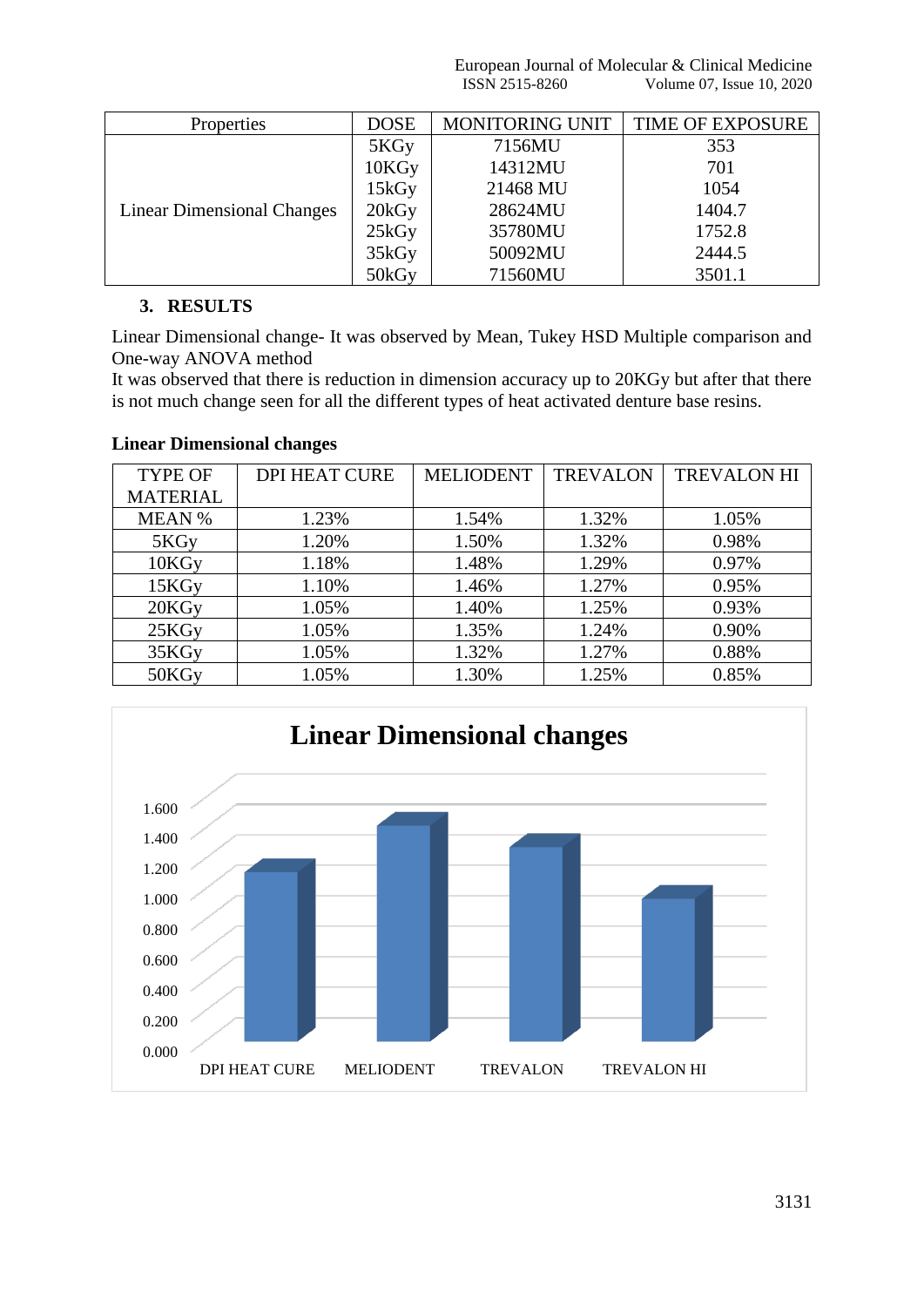| Properties | DOSE | MONITORING UNIT | TIME OF EXPOSURE |
|---|---|---|---|
| Linear Dimensional Changes | 5KGy | 7156MU | 353 |
| | 10KGy | 14312MU | 701 |
| | 15kGy | 21468 MU | 1054 |
| | 20kGy | 28624MU | 1404.7 |
| | 25kGy | 35780MU | 1752.8 |
| | 35kGy | 50092MU | 2444.5 |
| | 50kGy | 71560MU | 3501.1 |

## 3. RESULTS

Linear Dimensional change- It was observed by Mean, Tukey HSD Multiple comparison and One-way ANOVA method

It was observed that there is reduction in dimension accuracy up to 20KGy but after that there is not much change seen for all the different types of heat activated denture base resins.

**Linear Dimensional changes**

| TYPE OF MATERIAL | DPI HEAT CURE | MELIODENT | TREVALON | TREVALON HI |
|---|---|---|---|---|
| MEAN % | 1.23% | 1.54% | 1.32% | 1.05% |
| 5KGy | 1.20% | 1.50% | 1.32% | 0.98% |
| 10KGy | 1.18% | 1.48% | 1.29% | 0.97% |
| 15KGy | 1.10% | 1.46% | 1.27% | 0.95% |
| 20KGy | 1.05% | 1.40% | 1.25% | 0.93% |
| 25KGy | 1.05% | 1.35% | 1.24% | 0.90% |
| 35KGy | 1.05% | 1.32% | 1.27% | 0.88% |
| 50KGy | 1.05% | 1.30% | 1.25% | 0.85% |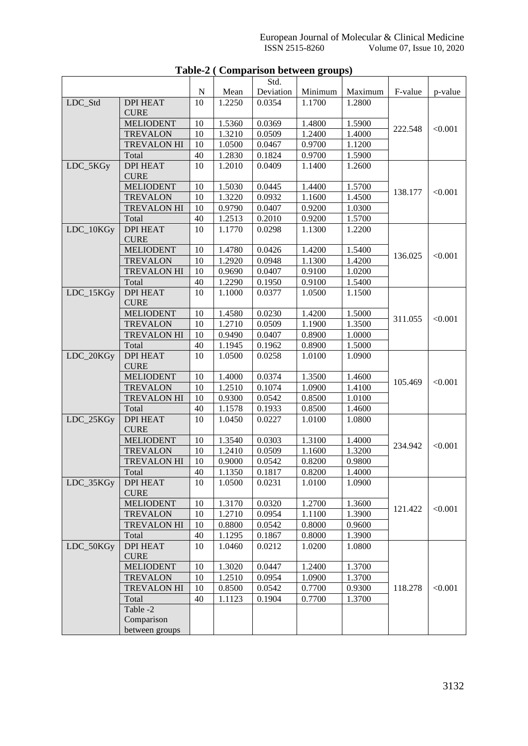**Table-2 ( Comparison between groups)**

| | | N | Mean | Std. Deviation | Minimum | Maximum | F-value | p-value |
|---|---|---|---|---|---|---|---|---|
| LDC_Std | DPI HEAT CURE | 10 | 1.2250 | 0.0354 | 1.1700 | 1.2800 | 222.548 | <0.001 |
| | MELIODENT | 10 | 1.5360 | 0.0369 | 1.4800 | 1.5900 | | |
| | TREVALON | 10 | 1.3210 | 0.0509 | 1.2400 | 1.4000 | | |
| | TREVALON HI | 10 | 1.0500 | 0.0467 | 0.9700 | 1.1200 | | |
| | Total | 40 | 1.2830 | 0.1824 | 0.9700 | 1.5900 | | |
| LDC_5KGy | DPI HEAT CURE | 10 | 1.2010 | 0.0409 | 1.1400 | 1.2600 | 138.177 | <0.001 |
| | MELIODENT | 10 | 1.5030 | 0.0445 | 1.4400 | 1.5700 | | |
| | TREVALON | 10 | 1.3220 | 0.0932 | 1.1600 | 1.4500 | | |
| | TREVALON HI | 10 | 0.9790 | 0.0407 | 0.9200 | 1.0300 | | |
| | Total | 40 | 1.2513 | 0.2010 | 0.9200 | 1.5700 | | |
| LDC_10KGy | DPI HEAT CURE | 10 | 1.1770 | 0.0298 | 1.1300 | 1.2200 | 136.025 | <0.001 |
| | MELIODENT | 10 | 1.4780 | 0.0426 | 1.4200 | 1.5400 | | |
| | TREVALON | 10 | 1.2920 | 0.0948 | 1.1300 | 1.4200 | | |
| | TREVALON HI | 10 | 0.9690 | 0.0407 | 0.9100 | 1.0200 | | |
| | Total | 40 | 1.2290 | 0.1950 | 0.9100 | 1.5400 | | |
| LDC_15KGy | DPI HEAT CURE | 10 | 1.1000 | 0.0377 | 1.0500 | 1.1500 | 311.055 | <0.001 |
| | MELIODENT | 10 | 1.4580 | 0.0230 | 1.4200 | 1.5000 | | |
| | TREVALON | 10 | 1.2710 | 0.0509 | 1.1900 | 1.3500 | | |
| | TREVALON HI | 10 | 0.9490 | 0.0407 | 0.8900 | 1.0000 | | |
| | Total | 40 | 1.1945 | 0.1962 | 0.8900 | 1.5000 | | |
| LDC_20KGy | DPI HEAT CURE | 10 | 1.0500 | 0.0258 | 1.0100 | 1.0900 | 105.469 | <0.001 |
| | MELIODENT | 10 | 1.4000 | 0.0374 | 1.3500 | 1.4600 | | |
| | TREVALON | 10 | 1.2510 | 0.1074 | 1.0900 | 1.4100 | | |
| | TREVALON HI | 10 | 0.9300 | 0.0542 | 0.8500 | 1.0100 | | |
| | Total | 40 | 1.1578 | 0.1933 | 0.8500 | 1.4600 | | |
| LDC_25KGy | DPI HEAT CURE | 10 | 1.0450 | 0.0227 | 1.0100 | 1.0800 | 234.942 | <0.001 |
| | MELIODENT | 10 | 1.3540 | 0.0303 | 1.3100 | 1.4000 | | |
| | TREVALON | 10 | 1.2410 | 0.0509 | 1.1600 | 1.3200 | | |
| | TREVALON HI | 10 | 0.9000 | 0.0542 | 0.8200 | 0.9800 | | |
| | Total | 40 | 1.1350 | 0.1817 | 0.8200 | 1.4000 | | |
| LDC_35KGy | DPI HEAT CURE | 10 | 1.0500 | 0.0231 | 1.0100 | 1.0900 | 121.422 | <0.001 |
| | MELIODENT | 10 | 1.3170 | 0.0320 | 1.2700 | 1.3600 | | |
| | TREVALON | 10 | 1.2710 | 0.0954 | 1.1100 | 1.3900 | | |
| | TREVALON HI | 10 | 0.8800 | 0.0542 | 0.8000 | 0.9600 | | |
| | Total | 40 | 1.1295 | 0.1867 | 0.8000 | 1.3900 | | |
| LDC_50KGy | DPI HEAT CURE | 10 | 1.0460 | 0.0212 | 1.0200 | 1.0800 | 118.278 | <0.001 |
| | MELIODENT | 10 | 1.3020 | 0.0447 | 1.2400 | 1.3700 | | |
| | TREVALON | 10 | 1.2510 | 0.0954 | 1.0900 | 1.3700 | | |
| | TREVALON HI | 10 | 0.8500 | 0.0542 | 0.7700 | 0.9300 | | |
| | Total | 40 | 1.1123 | 0.1904 | 0.7700 | 1.3700 | | |
| | Table -2 Comparison between groups | | | | | | | |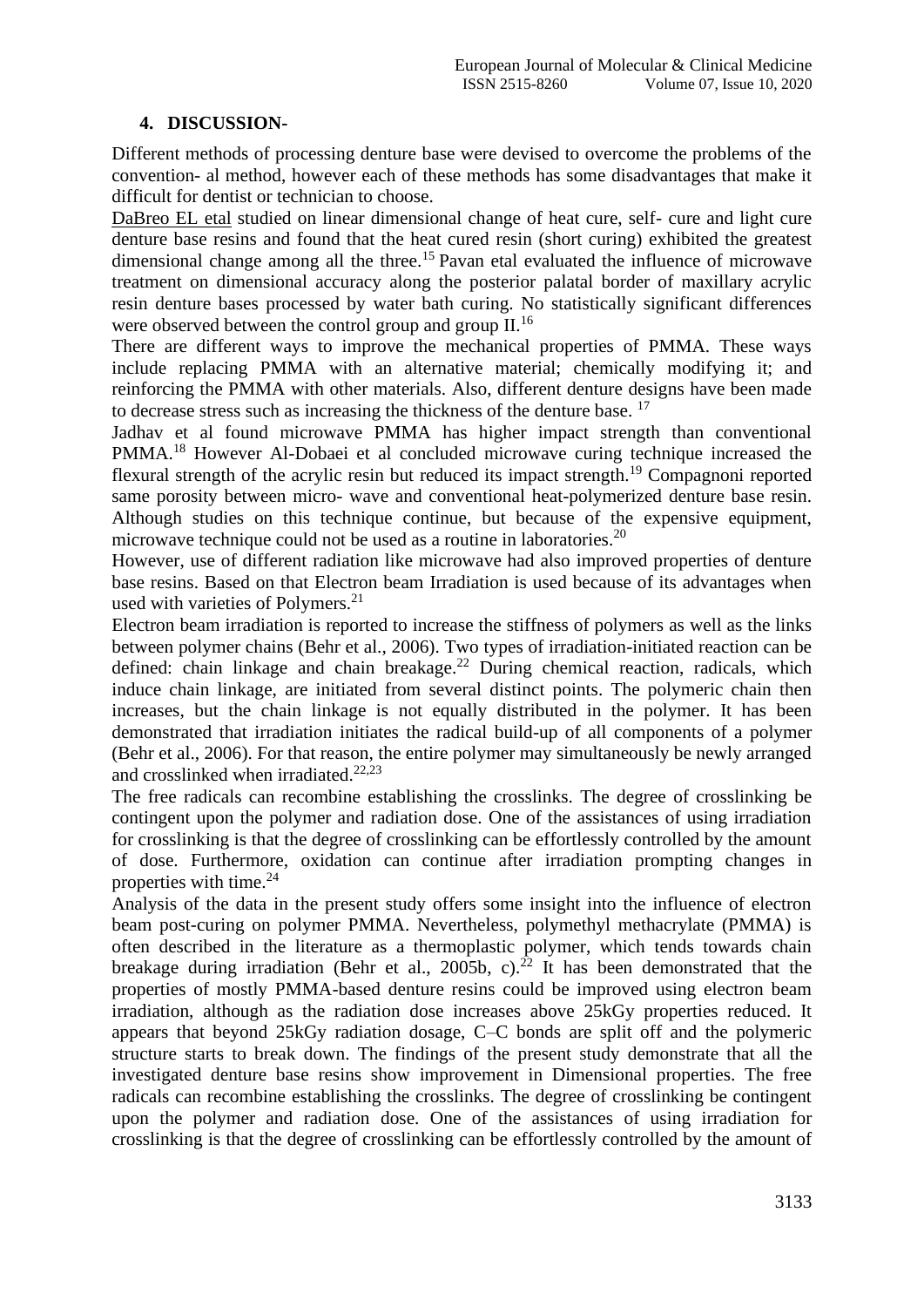## 4. DISCUSSION-

Different methods of processing denture base were devised to overcome the problems of the convention- al method, however each of these methods has some disadvantages that make it difficult for dentist or technician to choose.

DaBreo EL etal studied on linear dimensional change of heat cure, self- cure and light cure denture base resins and found that the heat cured resin (short curing) exhibited the greatest dimensional change among all the three.[15] Pavan etal evaluated the influence of microwave treatment on dimensional accuracy along the posterior palatal border of maxillary acrylic resin denture bases processed by water bath curing. No statistically significant differences were observed between the control group and group II.[16]

There are different ways to improve the mechanical properties of PMMA. These ways include replacing PMMA with an alternative material; chemically modifying it; and reinforcing the PMMA with other materials. Also, different denture designs have been made to decrease stress such as increasing the thickness of the denture base. [17]

Jadhav et al found microwave PMMA has higher impact strength than conventional PMMA.[18] However Al-Dobaei et al concluded microwave curing technique increased the flexural strength of the acrylic resin but reduced its impact strength.[19] Compagnoni reported same porosity between micro- wave and conventional heat-polymerized denture base resin. Although studies on this technique continue, but because of the expensive equipment, microwave technique could not be used as a routine in laboratories.[20]

However, use of different radiation like microwave had also improved properties of denture base resins. Based on that Electron beam Irradiation is used because of its advantages when used with varieties of Polymers.[21]

Electron beam irradiation is reported to increase the stiffness of polymers as well as the links between polymer chains (Behr et al., 2006). Two types of irradiation-initiated reaction can be defined: chain linkage and chain breakage.[22] During chemical reaction, radicals, which induce chain linkage, are initiated from several distinct points. The polymeric chain then increases, but the chain linkage is not equally distributed in the polymer. It has been demonstrated that irradiation initiates the radical build-up of all components of a polymer (Behr et al., 2006). For that reason, the entire polymer may simultaneously be newly arranged and crosslinked when irradiated.[22,23]

The free radicals can recombine establishing the crosslinks. The degree of crosslinking be contingent upon the polymer and radiation dose. One of the assistances of using irradiation for crosslinking is that the degree of crosslinking can be effortlessly controlled by the amount of dose. Furthermore, oxidation can continue after irradiation prompting changes in properties with time.[24]

Analysis of the data in the present study offers some insight into the influence of electron beam post-curing on polymer PMMA. Nevertheless, polymethyl methacrylate (PMMA) is often described in the literature as a thermoplastic polymer, which tends towards chain breakage during irradiation (Behr et al., 2005b, c).[22] It has been demonstrated that the properties of mostly PMMA-based denture resins could be improved using electron beam irradiation, although as the radiation dose increases above 25kGy properties reduced. It appears that beyond 25kGy radiation dosage, C–C bonds are split off and the polymeric structure starts to break down. The findings of the present study demonstrate that all the investigated denture base resins show improvement in Dimensional properties. The free radicals can recombine establishing the crosslinks. The degree of crosslinking be contingent upon the polymer and radiation dose. One of the assistances of using irradiation for crosslinking is that the degree of crosslinking can be effortlessly controlled by the amount of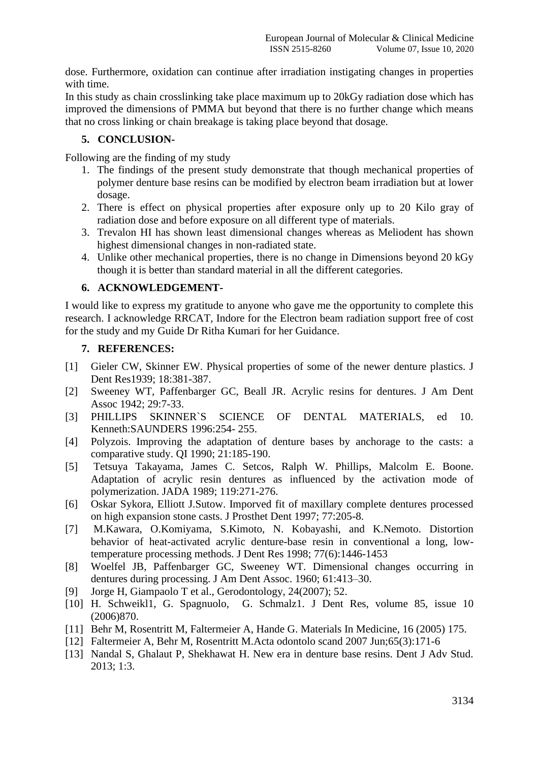dose. Furthermore, oxidation can continue after irradiation instigating changes in properties with time.

In this study as chain crosslinking take place maximum up to 20kGy radiation dose which has improved the dimensions of PMMA but beyond that there is no further change which means that no cross linking or chain breakage is taking place beyond that dosage.

## 5. CONCLUSION-

Following are the finding of my study

1. The findings of the present study demonstrate that though mechanical properties of polymer denture base resins can be modified by electron beam irradiation but at lower dosage.
2. There is effect on physical properties after exposure only up to 20 Kilo gray of radiation dose and before exposure on all different type of materials.
3. Trevalon HI has shown least dimensional changes whereas as Meliodent has shown highest dimensional changes in non-radiated state.
4. Unlike other mechanical properties, there is no change in Dimensions beyond 20 kGy though it is better than standard material in all the different categories.

## 6. ACKNOWLEDGEMENT-

I would like to express my gratitude to anyone who gave me the opportunity to complete this research. I acknowledge RRCAT, Indore for the Electron beam radiation support free of cost for the study and my Guide Dr Ritha Kumari for her Guidance.

## 7. REFERENCES:

[1] Gieler CW, Skinner EW. Physical properties of some of the newer denture plastics. J Dent Res1939; 18:381-387.

[2] Sweeney WT, Paffenbarger GC, Beall JR. Acrylic resins for dentures. J Am Dent Assoc 1942; 29:7-33.

[3] PHILLIPS SKINNER`S SCIENCE OF DENTAL MATERIALS, ed 10. Kenneth:SAUNDERS 1996:254- 255.

[4] Polyzois. Improving the adaptation of denture bases by anchorage to the casts: a comparative study. QI 1990; 21:185-190.

[5] Tetsuya Takayama, James C. Setcos, Ralph W. Phillips, Malcolm E. Boone. Adaptation of acrylic resin dentures as influenced by the activation mode of polymerization. JADA 1989; 119:271-276.

[6] Oskar Sykora, Elliott J.Sutow. Imporved fit of maxillary complete dentures processed on high expansion stone casts. J Prosthet Dent 1997; 77:205-8.

[7] M.Kawara, O.Komiyama, S.Kimoto, N. Kobayashi, and K.Nemoto. Distortion behavior of heat-activated acrylic denture-base resin in conventional a long, low-temperature processing methods. J Dent Res 1998; 77(6):1446-1453

[8] Woelfel JB, Paffenbarger GC, Sweeney WT. Dimensional changes occurring in dentures during processing. J Am Dent Assoc. 1960; 61:413–30.

[9] Jorge H, Giampaolo T et al., Gerodontology, 24(2007); 52.

[10] H. Schweikl1, G. Spagnuolo, G. Schmalz1. J Dent Res, volume 85, issue 10 (2006)870.

[11] Behr M, Rosentritt M, Faltermeier A, Hande G. Materials In Medicine, 16 (2005) 175.

[12] Faltermeier A, Behr M, Rosentritt M.Acta odontolo scand 2007 Jun;65(3):171-6

[13] Nandal S, Ghalaut P, Shekhawat H. New era in denture base resins. Dent J Adv Stud. 2013; 1:3.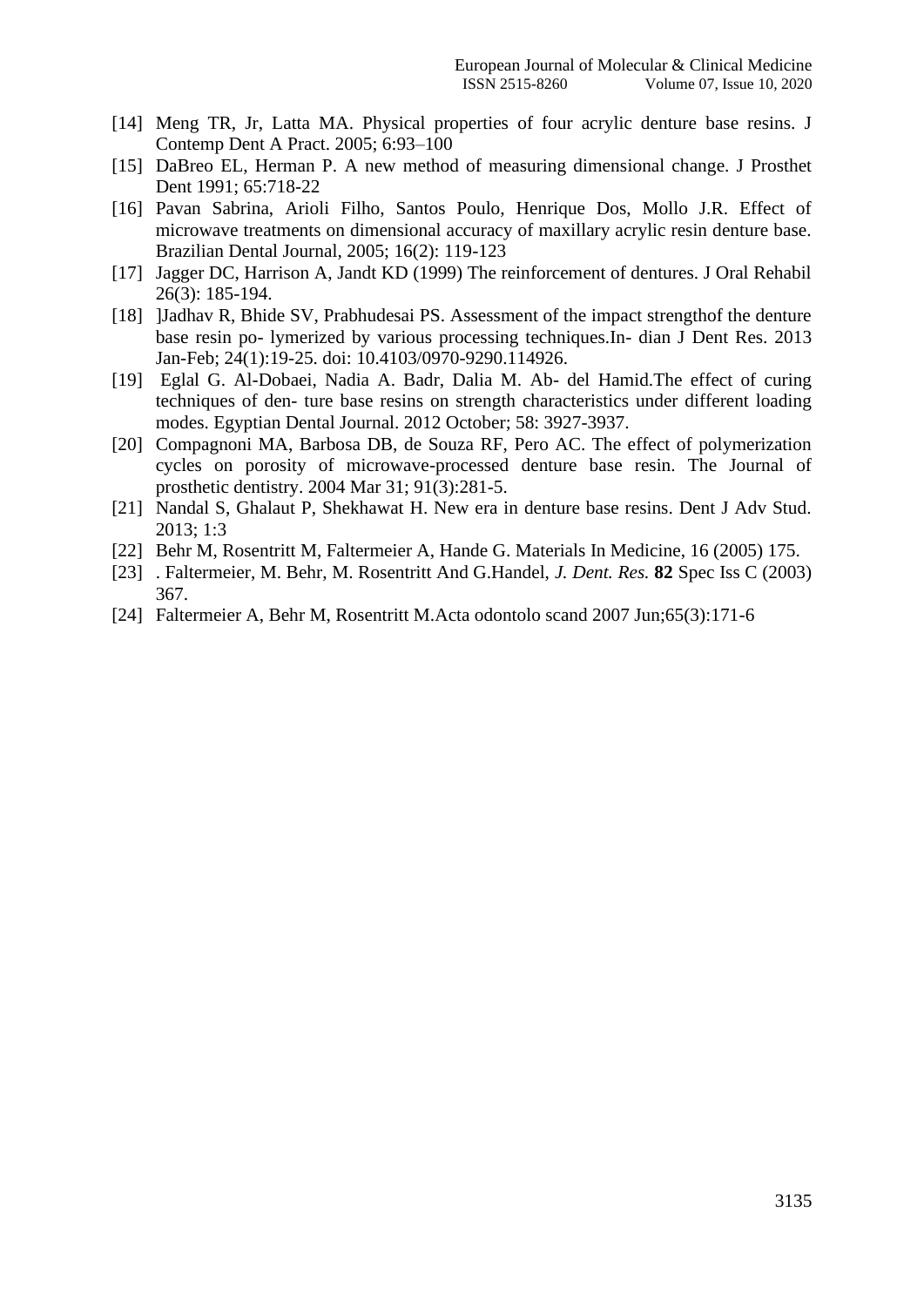[14] Meng TR, Jr, Latta MA. Physical properties of four acrylic denture base resins. J Contemp Dent A Pract. 2005; 6:93–100

[15] DaBreo EL, Herman P. A new method of measuring dimensional change. J Prosthet Dent 1991; 65:718-22

[16] Pavan Sabrina, Arioli Filho, Santos Poulo, Henrique Dos, Mollo J.R. Effect of microwave treatments on dimensional accuracy of maxillary acrylic resin denture base. Brazilian Dental Journal, 2005; 16(2): 119-123

[17] Jagger DC, Harrison A, Jandt KD (1999) The reinforcement of dentures. J Oral Rehabil 26(3): 185-194.

[18] ]Jadhav R, Bhide SV, Prabhudesai PS. Assessment of the impact strengthof the denture base resin po- lymerized by various processing techniques.In- dian J Dent Res. 2013 Jan-Feb; 24(1):19-25. doi: 10.4103/0970-9290.114926.

[19] Eglal G. Al-Dobaei, Nadia A. Badr, Dalia M. Ab- del Hamid.The effect of curing techniques of den- ture base resins on strength characteristics under different loading modes. Egyptian Dental Journal. 2012 October; 58: 3927-3937.

[20] Compagnoni MA, Barbosa DB, de Souza RF, Pero AC. The effect of polymerization cycles on porosity of microwave-processed denture base resin. The Journal of prosthetic dentistry. 2004 Mar 31; 91(3):281-5.

[21] Nandal S, Ghalaut P, Shekhawat H. New era in denture base resins. Dent J Adv Stud. 2013; 1:3

[22] Behr M, Rosentritt M, Faltermeier A, Hande G. Materials In Medicine, 16 (2005) 175.

[23] . Faltermeier, M. Behr, M. Rosentritt And G.Handel, *J. Dent. Res.* **82** Spec Iss C (2003) 367.

[24] Faltermeier A, Behr M, Rosentritt M.Acta odontolo scand 2007 Jun;65(3):171-6